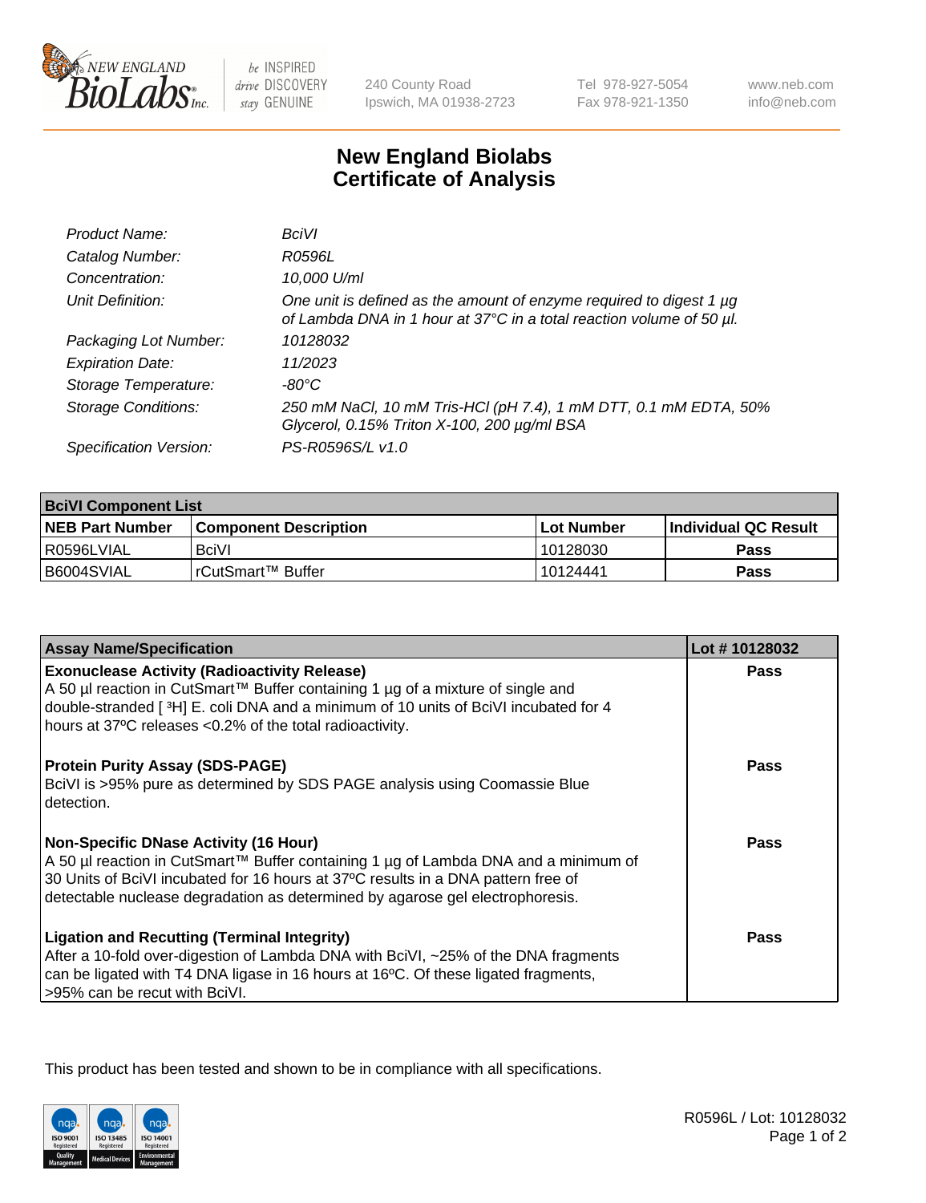240 County Road
Ipswich, MA 01938-2723

Tel 978-927-5054
Fax 978-921-1350

www.neb.com
info@neb.com

# New England Biolabs
# Certificate of Analysis

| | |
|---|---|
| *Product Name:* | *BciVI* |
| *Catalog Number:* | *R0596L* |
| *Concentration:* | *10,000 U/ml* |
| *Unit Definition:* | *One unit is defined as the amount of enzyme required to digest 1 µg of Lambda DNA in 1 hour at 37°C in a total reaction volume of 50 µl.* |
| *Packaging Lot Number:* | *10128032* |
| *Expiration Date:* | *11/2023* |
| *Storage Temperature:* | *-80°C* |
| *Storage Conditions:* | *250 mM NaCl, 10 mM Tris-HCl (pH 7.4), 1 mM DTT, 0.1 mM EDTA, 50% Glycerol, 0.15% Triton X-100, 200 µg/ml BSA* |
| *Specification Version:* | *PS-R0596S/L v1.0* |

| **BciVI Component List** | | | |
|---|---|---|---|
| **NEB Part Number** | **Component Description** | **Lot Number** | **Individual QC Result** |
| R0596LVIAL | BciVI | 10128030 | **Pass** |
| B6004SVIAL | rCutSmart™ Buffer | 10124441 | **Pass** |

| **Assay Name/Specification** | **Lot # 10128032** |
|---|---|
| **Exonuclease Activity (Radioactivity Release)** A 50 µl reaction in CutSmart™ Buffer containing 1 µg of a mixture of single and double-stranded [ ³H] E. coli DNA and a minimum of 10 units of BciVI incubated for 4 hours at 37ºC releases <0.2% of the total radioactivity. | **Pass** |
| **Protein Purity Assay (SDS-PAGE)** BciVI is >95% pure as determined by SDS PAGE analysis using Coomassie Blue detection. | **Pass** |
| **Non-Specific DNase Activity (16 Hour)** A 50 µl reaction in CutSmart™ Buffer containing 1 µg of Lambda DNA and a minimum of 30 Units of BciVI incubated for 16 hours at 37ºC results in a DNA pattern free of detectable nuclease degradation as determined by agarose gel electrophoresis. | **Pass** |
| **Ligation and Recutting (Terminal Integrity)** After a 10-fold over-digestion of Lambda DNA with BciVI, ~25% of the DNA fragments can be ligated with T4 DNA ligase in 16 hours at 16ºC. Of these ligated fragments, >95% can be recut with BciVI. | **Pass** |

This product has been tested and shown to be in compliance with all specifications.

R0596L / Lot: 10128032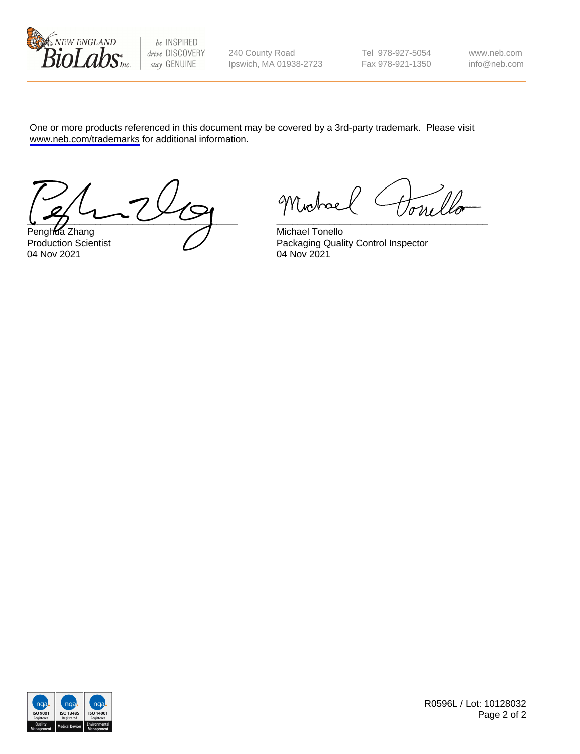One or more products referenced in this document may be covered by a 3rd-party trademark. Please visit www.neb.com/trademarks for additional information.

Penghua Zhang
Production Scientist
04 Nov 2021

Michael Tonello
Packaging Quality Control Inspector
04 Nov 2021

R0596L / Lot: 10128032